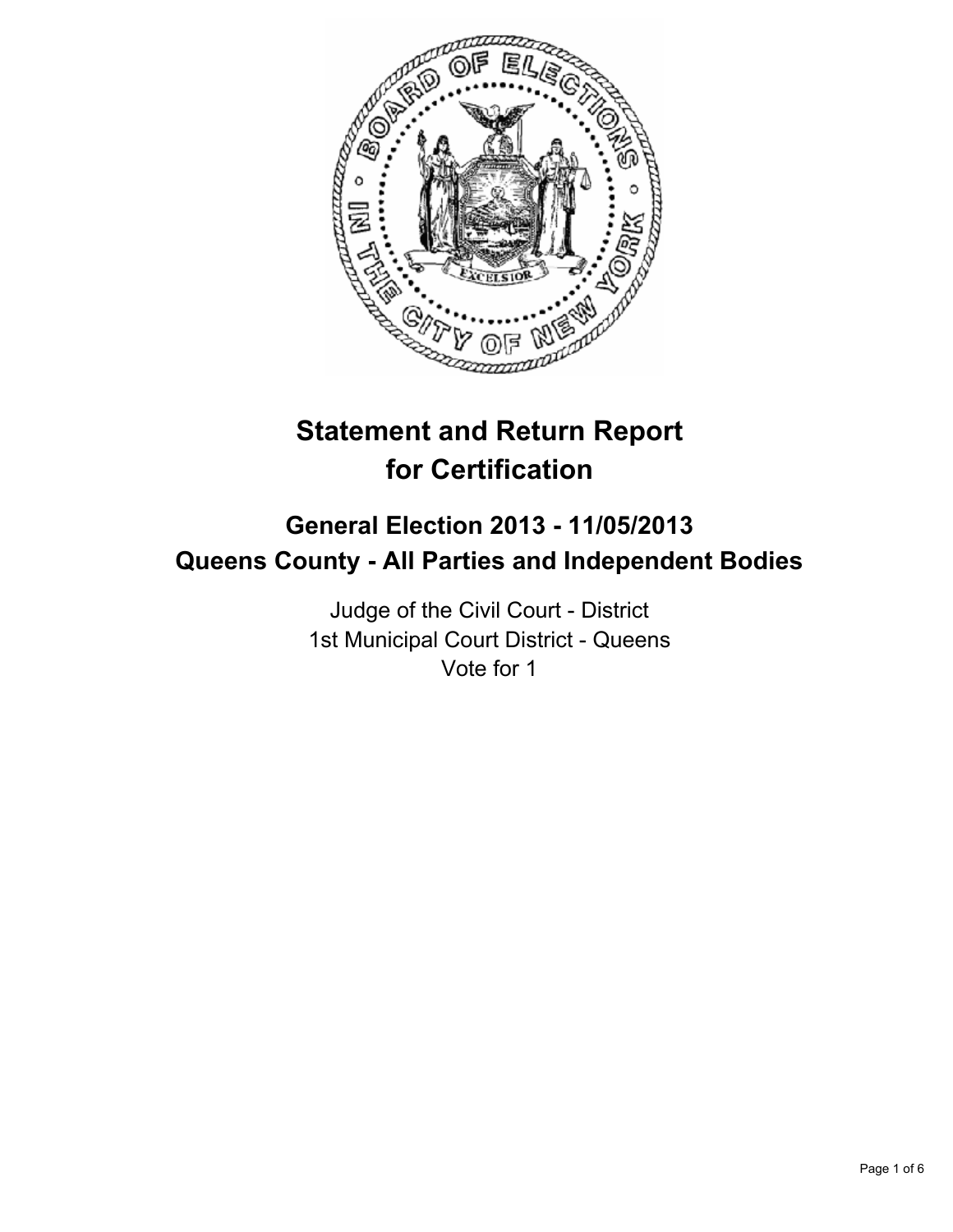# Statement and Return Report for Certification

## General Election 2013 - 11/05/2013
## Queens County - All Parties and Independent Bodies

Judge of the Civil Court - District
1st Municipal Court District - Queens
Vote for 1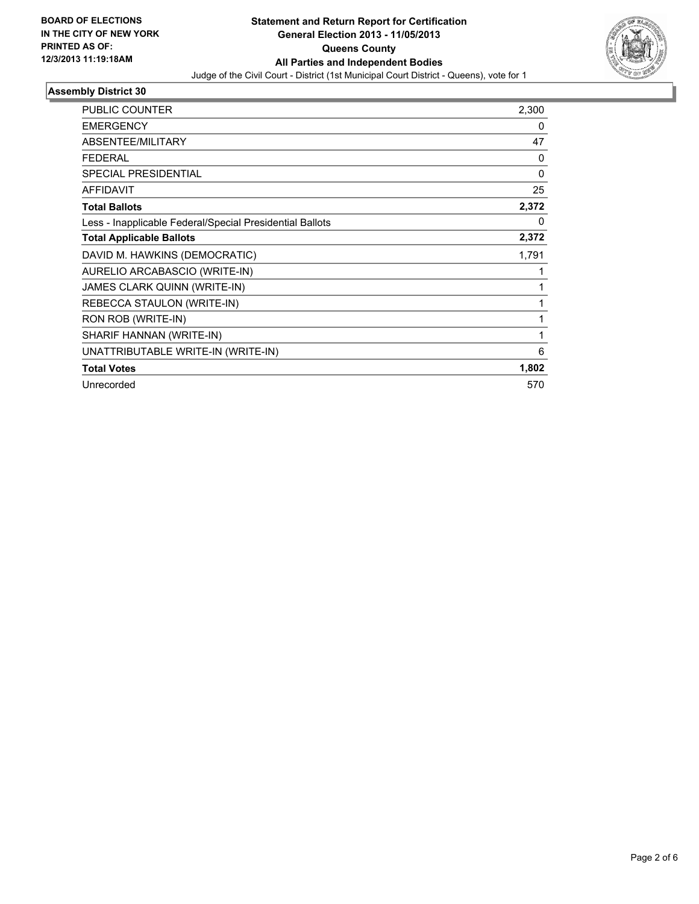**BOARD OF ELECTIONS IN THE CITY OF NEW YORK PRINTED AS OF: 12/3/2013 11:19:18AM**

# Statement and Return Report for Certification
## General Election 2013 - 11/05/2013
## Queens County
## All Parties and Independent Bodies

Judge of the Civil Court - District (1st Municipal Court District - Queens), vote for 1

### Assembly District 30

| | |
|---|---|
| PUBLIC COUNTER | 2,300 |
| EMERGENCY | 0 |
| ABSENTEE/MILITARY | 47 |
| FEDERAL | 0 |
| SPECIAL PRESIDENTIAL | 0 |
| AFFIDAVIT | 25 |
| **Total Ballots** | **2,372** |
| Less - Inapplicable Federal/Special Presidential Ballots | 0 |
| **Total Applicable Ballots** | **2,372** |
| DAVID M. HAWKINS (DEMOCRATIC) | 1,791 |
| AURELIO ARCABASCIO (WRITE-IN) | 1 |
| JAMES CLARK QUINN (WRITE-IN) | 1 |
| REBECCA STAULON (WRITE-IN) | 1 |
| RON ROB (WRITE-IN) | 1 |
| SHARIF HANNAN (WRITE-IN) | 1 |
| UNATTRIBUTABLE WRITE-IN (WRITE-IN) | 6 |
| **Total Votes** | **1,802** |
| Unrecorded | 570 |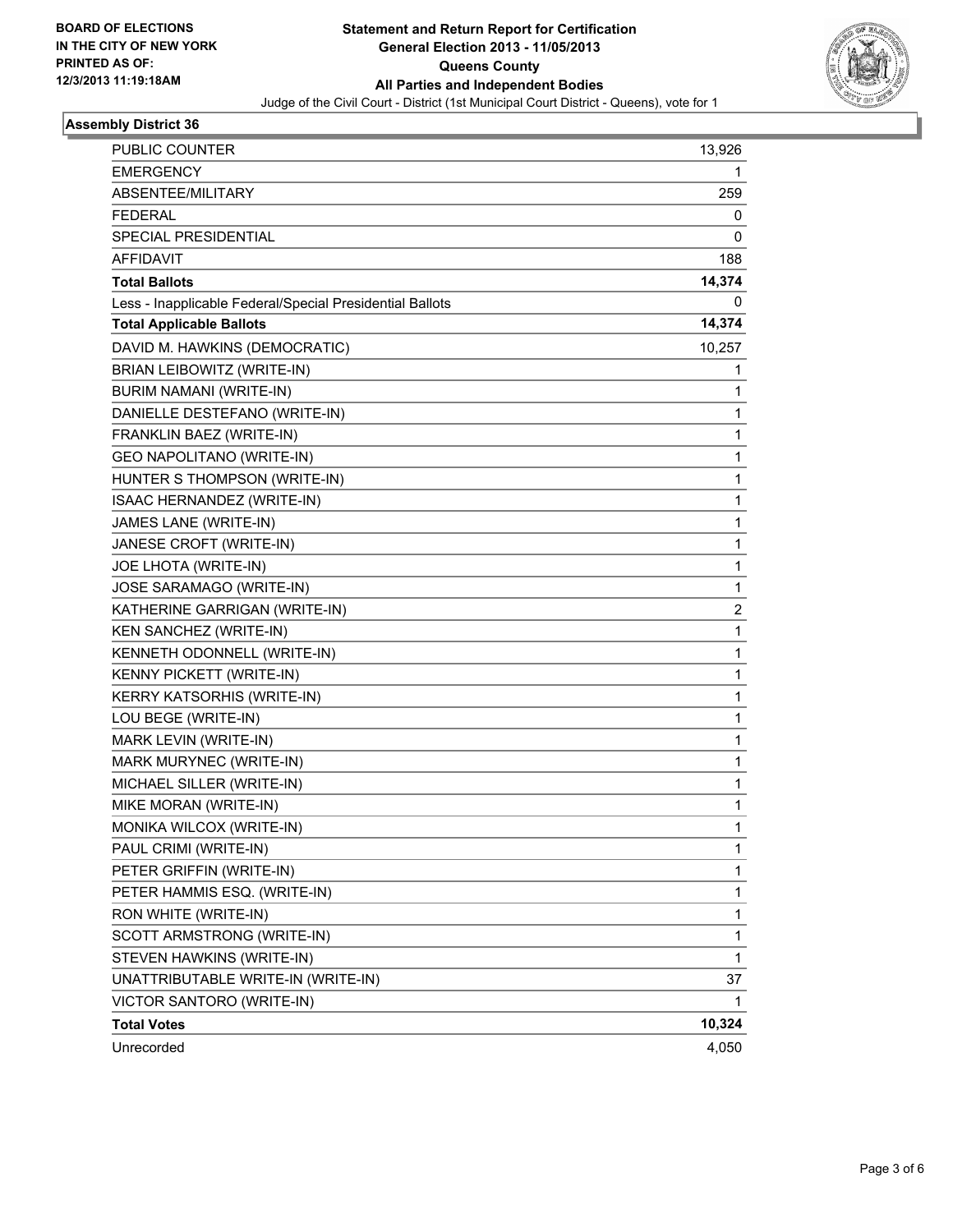**BOARD OF ELECTIONS IN THE CITY OF NEW YORK PRINTED AS OF: 12/3/2013 11:19:18AM**

# Statement and Return Report for Certification
## General Election 2013 - 11/05/2013
## Queens County
## All Parties and Independent Bodies

Judge of the Civil Court - District (1st Municipal Court District - Queens), vote for 1

### Assembly District 36

| | |
|---|---|
| PUBLIC COUNTER | 13,926 |
| EMERGENCY | 1 |
| ABSENTEE/MILITARY | 259 |
| FEDERAL | 0 |
| SPECIAL PRESIDENTIAL | 0 |
| AFFIDAVIT | 188 |
| **Total Ballots** | **14,374** |
| Less - Inapplicable Federal/Special Presidential Ballots | 0 |
| **Total Applicable Ballots** | **14,374** |
| DAVID M. HAWKINS (DEMOCRATIC) | 10,257 |
| BRIAN LEIBOWITZ (WRITE-IN) | 1 |
| BURIM NAMANI (WRITE-IN) | 1 |
| DANIELLE DESTEFANO (WRITE-IN) | 1 |
| FRANKLIN BAEZ (WRITE-IN) | 1 |
| GEO NAPOLITANO (WRITE-IN) | 1 |
| HUNTER S THOMPSON (WRITE-IN) | 1 |
| ISAAC HERNANDEZ (WRITE-IN) | 1 |
| JAMES LANE (WRITE-IN) | 1 |
| JANESE CROFT (WRITE-IN) | 1 |
| JOE LHOTA (WRITE-IN) | 1 |
| JOSE SARAMAGO (WRITE-IN) | 1 |
| KATHERINE GARRIGAN (WRITE-IN) | 2 |
| KEN SANCHEZ (WRITE-IN) | 1 |
| KENNETH ODONNELL (WRITE-IN) | 1 |
| KENNY PICKETT (WRITE-IN) | 1 |
| KERRY KATSORHIS (WRITE-IN) | 1 |
| LOU BEGE (WRITE-IN) | 1 |
| MARK LEVIN (WRITE-IN) | 1 |
| MARK MURYNEC (WRITE-IN) | 1 |
| MICHAEL SILLER (WRITE-IN) | 1 |
| MIKE MORAN (WRITE-IN) | 1 |
| MONIKA WILCOX (WRITE-IN) | 1 |
| PAUL CRIMI (WRITE-IN) | 1 |
| PETER GRIFFIN (WRITE-IN) | 1 |
| PETER HAMMIS ESQ. (WRITE-IN) | 1 |
| RON WHITE (WRITE-IN) | 1 |
| SCOTT ARMSTRONG (WRITE-IN) | 1 |
| STEVEN HAWKINS (WRITE-IN) | 1 |
| UNATTRIBUTABLE WRITE-IN (WRITE-IN) | 37 |
| VICTOR SANTORO (WRITE-IN) | 1 |
| **Total Votes** | **10,324** |
| Unrecorded | 4,050 |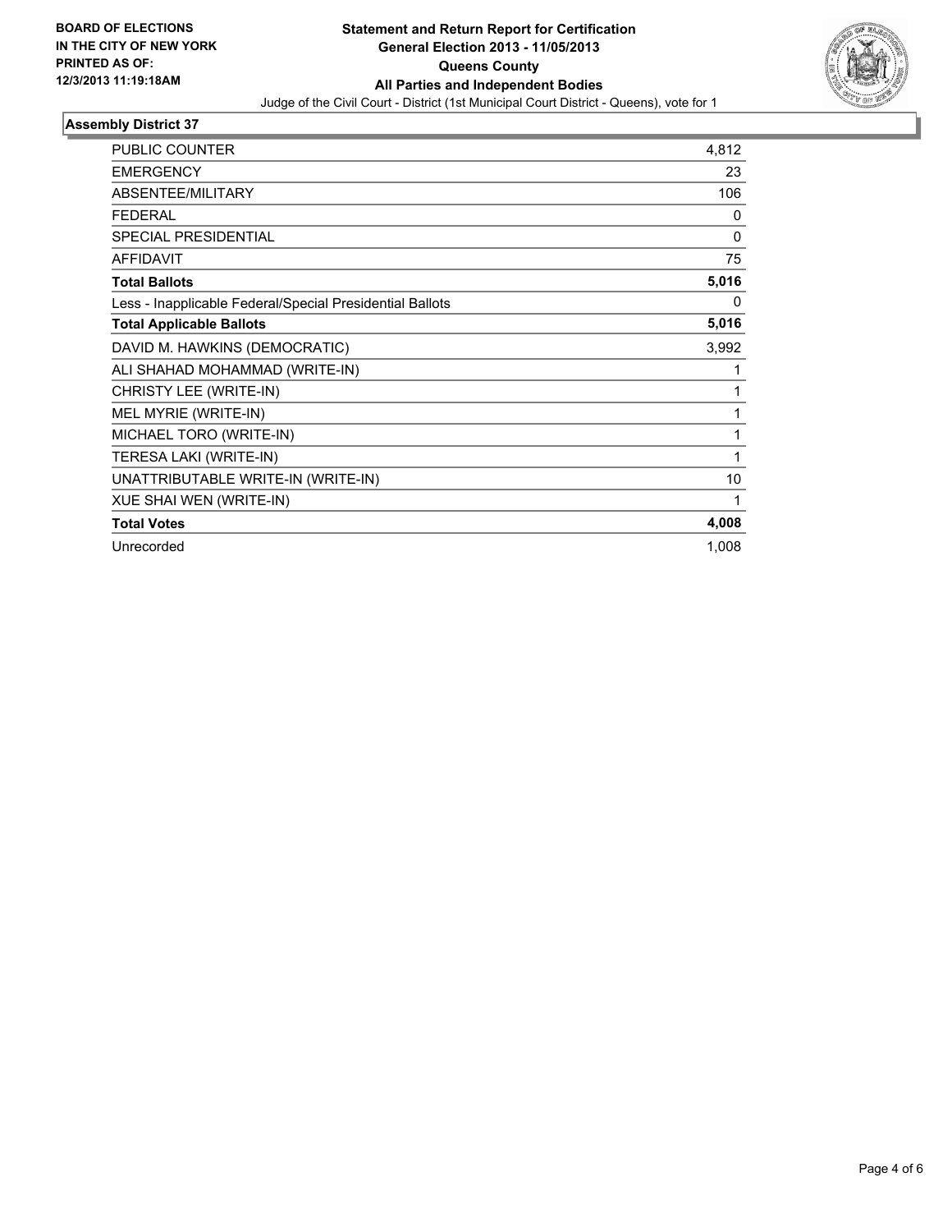**BOARD OF ELECTIONS IN THE CITY OF NEW YORK PRINTED AS OF: 12/3/2013 11:19:18AM**

**Statement and Return Report for Certification**
**General Election 2013 - 11/05/2013**
**Queens County**
**All Parties and Independent Bodies**
Judge of the Civil Court - District (1st Municipal Court District - Queens), vote for 1

## Assembly District 37

| | |
|---|---|
| PUBLIC COUNTER | 4,812 |
| EMERGENCY | 23 |
| ABSENTEE/MILITARY | 106 |
| FEDERAL | 0 |
| SPECIAL PRESIDENTIAL | 0 |
| AFFIDAVIT | 75 |
| **Total Ballots** | **5,016** |
| Less - Inapplicable Federal/Special Presidential Ballots | 0 |
| **Total Applicable Ballots** | **5,016** |
| DAVID M. HAWKINS (DEMOCRATIC) | 3,992 |
| ALI SHAHAD MOHAMMAD (WRITE-IN) | 1 |
| CHRISTY LEE (WRITE-IN) | 1 |
| MEL MYRIE (WRITE-IN) | 1 |
| MICHAEL TORO (WRITE-IN) | 1 |
| TERESA LAKI (WRITE-IN) | 1 |
| UNATTRIBUTABLE WRITE-IN (WRITE-IN) | 10 |
| XUE SHAI WEN (WRITE-IN) | 1 |
| **Total Votes** | **4,008** |
| Unrecorded | 1,008 |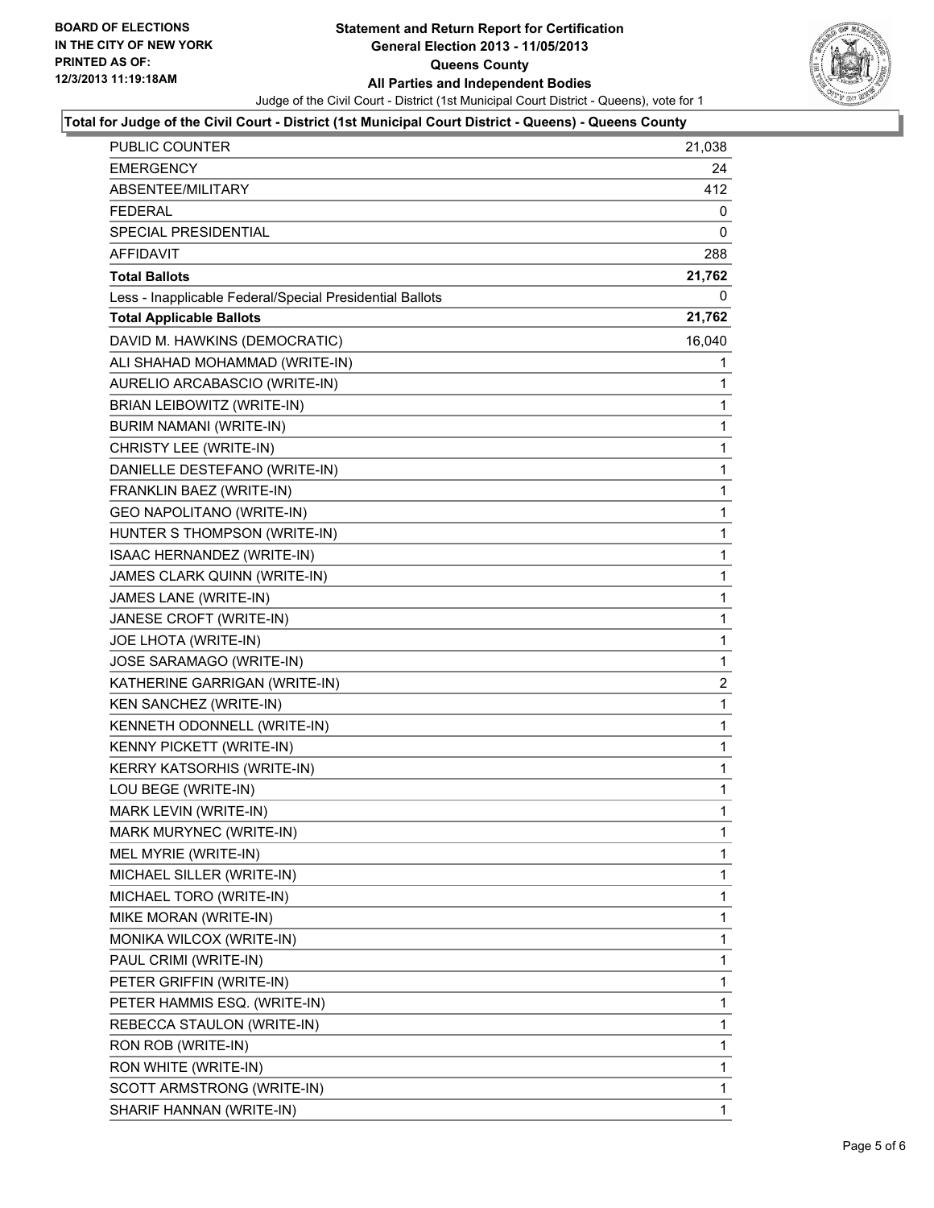**BOARD OF ELECTIONS IN THE CITY OF NEW YORK PRINTED AS OF: 12/3/2013 11:19:18AM**

# Statement and Return Report for Certification General Election 2013 - 11/05/2013 Queens County All Parties and Independent Bodies

Judge of the Civil Court - District (1st Municipal Court District - Queens), vote for 1

## Total for Judge of the Civil Court - District (1st Municipal Court District - Queens) - Queens County

| | |
|---|---|
| PUBLIC COUNTER | 21,038 |
| EMERGENCY | 24 |
| ABSENTEE/MILITARY | 412 |
| FEDERAL | 0 |
| SPECIAL PRESIDENTIAL | 0 |
| AFFIDAVIT | 288 |
| **Total Ballots** | **21,762** |
| Less - Inapplicable Federal/Special Presidential Ballots | 0 |
| **Total Applicable Ballots** | **21,762** |
| DAVID M. HAWKINS (DEMOCRATIC) | 16,040 |
| ALI SHAHAD MOHAMMAD (WRITE-IN) | 1 |
| AURELIO ARCABASCIO (WRITE-IN) | 1 |
| BRIAN LEIBOWITZ (WRITE-IN) | 1 |
| BURIM NAMANI (WRITE-IN) | 1 |
| CHRISTY LEE (WRITE-IN) | 1 |
| DANIELLE DESTEFANO (WRITE-IN) | 1 |
| FRANKLIN BAEZ (WRITE-IN) | 1 |
| GEO NAPOLITANO (WRITE-IN) | 1 |
| HUNTER S THOMPSON (WRITE-IN) | 1 |
| ISAAC HERNANDEZ (WRITE-IN) | 1 |
| JAMES CLARK QUINN (WRITE-IN) | 1 |
| JAMES LANE (WRITE-IN) | 1 |
| JANESE CROFT (WRITE-IN) | 1 |
| JOE LHOTA (WRITE-IN) | 1 |
| JOSE SARAMAGO (WRITE-IN) | 1 |
| KATHERINE GARRIGAN (WRITE-IN) | 2 |
| KEN SANCHEZ (WRITE-IN) | 1 |
| KENNETH ODONNELL (WRITE-IN) | 1 |
| KENNY PICKETT (WRITE-IN) | 1 |
| KERRY KATSORHIS (WRITE-IN) | 1 |
| LOU BEGE (WRITE-IN) | 1 |
| MARK LEVIN (WRITE-IN) | 1 |
| MARK MURYNEC (WRITE-IN) | 1 |
| MEL MYRIE (WRITE-IN) | 1 |
| MICHAEL SILLER (WRITE-IN) | 1 |
| MICHAEL TORO (WRITE-IN) | 1 |
| MIKE MORAN (WRITE-IN) | 1 |
| MONIKA WILCOX (WRITE-IN) | 1 |
| PAUL CRIMI (WRITE-IN) | 1 |
| PETER GRIFFIN (WRITE-IN) | 1 |
| PETER HAMMIS ESQ. (WRITE-IN) | 1 |
| REBECCA STAULON (WRITE-IN) | 1 |
| RON ROB (WRITE-IN) | 1 |
| RON WHITE (WRITE-IN) | 1 |
| SCOTT ARMSTRONG (WRITE-IN) | 1 |
| SHARIF HANNAN (WRITE-IN) | 1 |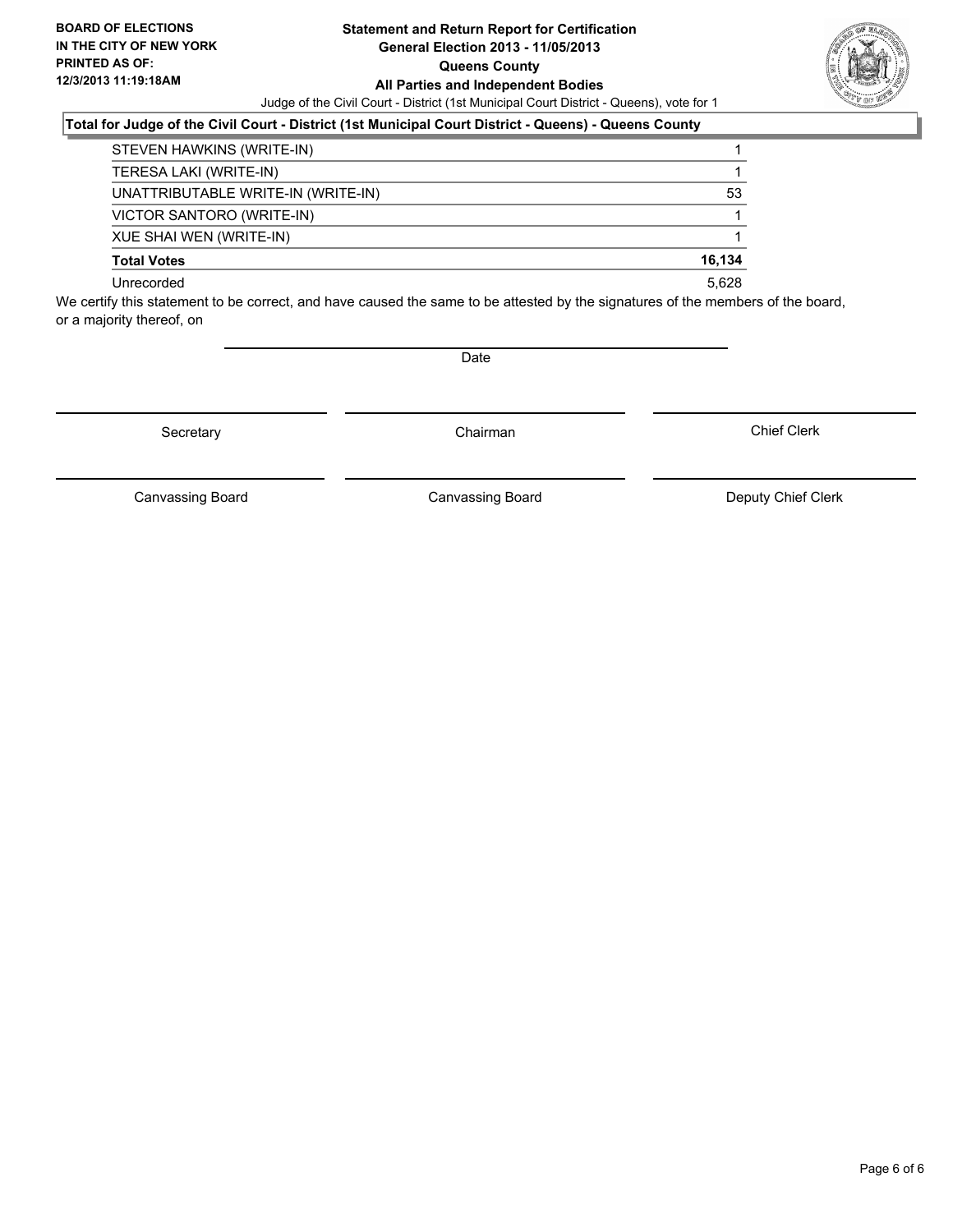**BOARD OF ELECTIONS IN THE CITY OF NEW YORK PRINTED AS OF: 12/3/2013 11:19:18AM**

**Statement and Return Report for Certification General Election 2013 - 11/05/2013 Queens County All Parties and Independent Bodies**

Judge of the Civil Court - District (1st Municipal Court District - Queens), vote for 1

**Total for Judge of the Civil Court - District (1st Municipal Court District - Queens) - Queens County**

| | |
|---|---|
| STEVEN HAWKINS (WRITE-IN) | 1 |
| TERESA LAKI (WRITE-IN) | 1 |
| UNATTRIBUTABLE WRITE-IN (WRITE-IN) | 53 |
| VICTOR SANTORO (WRITE-IN) | 1 |
| XUE SHAI WEN (WRITE-IN) | 1 |
| **Total Votes** | **16,134** |
| Unrecorded | 5,628 |

We certify this statement to be correct, and have caused the same to be attested by the signatures of the members of the board, or a majority thereof, on

Date

Secretary | Chairman | Chief Clerk

Canvassing Board | Canvassing Board | Deputy Chief Clerk